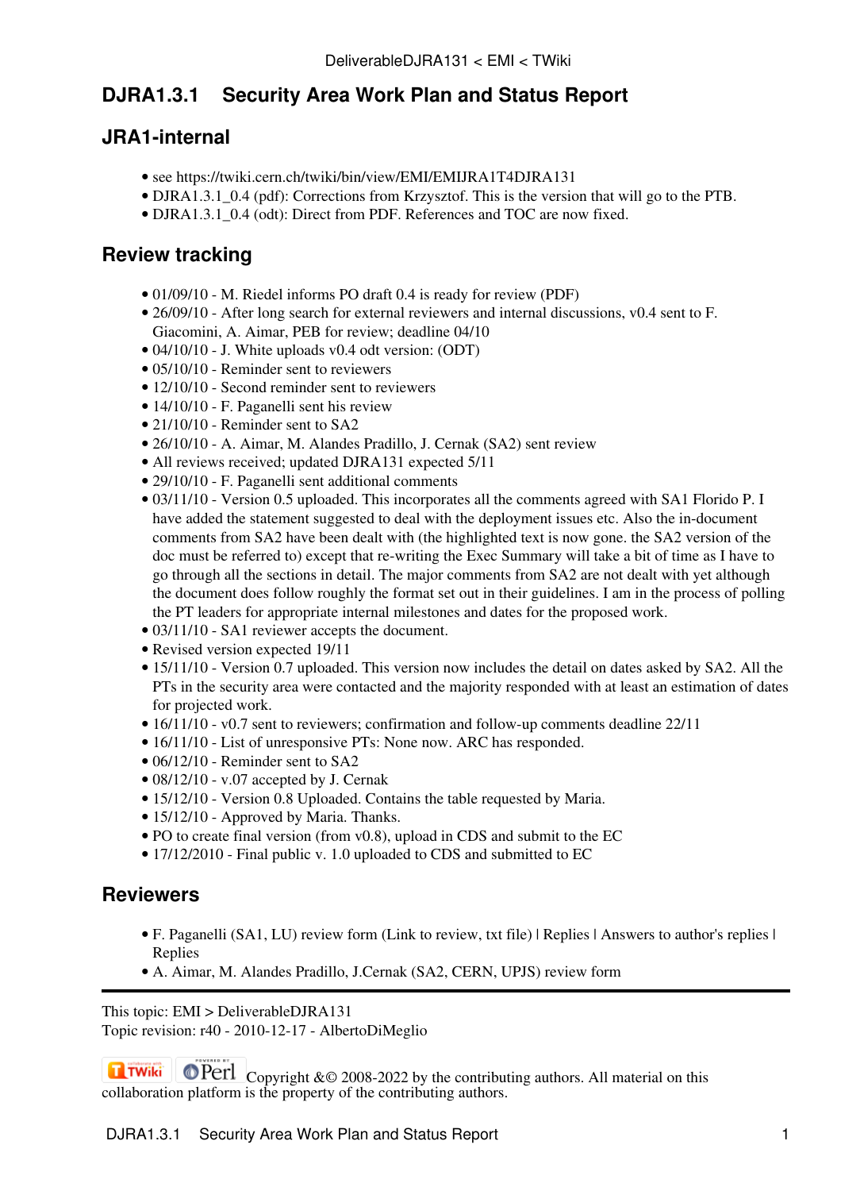# DJRA1.3.1 Security Area Work Plan and Status Report

## JRA1-internal

- see https://twiki.cern.ch/twiki/bin/view/EMI/EMIJRA1T4DJRA131
- DJRA1.3.1_0.4 (pdf): Corrections from Krzysztof. This is the version that will go to the PTB.
- DJRA1.3.1_0.4 (odt): Direct from PDF. References and TOC are now fixed.

## Review tracking

- 01/09/10 - M. Riedel informs PO draft 0.4 is ready for review (PDF)
- 26/09/10 - After long search for external reviewers and internal discussions, v0.4 sent to F. Giacomini, A. Aimar, PEB for review; deadline 04/10
- 04/10/10 - J. White uploads v0.4 odt version: (ODT)
- 05/10/10 - Reminder sent to reviewers
- 12/10/10 - Second reminder sent to reviewers
- 14/10/10 - F. Paganelli sent his review
- 21/10/10 - Reminder sent to SA2
- 26/10/10 - A. Aimar, M. Alandes Pradillo, J. Cernak (SA2) sent review
- All reviews received; updated DJRA131 expected 5/11
- 29/10/10 - F. Paganelli sent additional comments
- 03/11/10 - Version 0.5 uploaded. This incorporates all the comments agreed with SA1 Florido P. I have added the statement suggested to deal with the deployment issues etc. Also the in-document comments from SA2 have been dealt with (the highlighted text is now gone. the SA2 version of the doc must be referred to) except that re-writing the Exec Summary will take a bit of time as I have to go through all the sections in detail. The major comments from SA2 are not dealt with yet although the document does follow roughly the format set out in their guidelines. I am in the process of polling the PT leaders for appropriate internal milestones and dates for the proposed work.
- 03/11/10 - SA1 reviewer accepts the document.
- Revised version expected 19/11
- 15/11/10 - Version 0.7 uploaded. This version now includes the detail on dates asked by SA2. All the PTs in the security area were contacted and the majority responded with at least an estimation of dates for projected work.
- 16/11/10 - v0.7 sent to reviewers; confirmation and follow-up comments deadline 22/11
- 16/11/10 - List of unresponsive PTs: None now. ARC has responded.
- 06/12/10 - Reminder sent to SA2
- 08/12/10 - v.07 accepted by J. Cernak
- 15/12/10 - Version 0.8 Uploaded. Contains the table requested by Maria.
- 15/12/10 - Approved by Maria. Thanks.
- PO to create final version (from v0.8), upload in CDS and submit to the EC
- 17/12/2010 - Final public v. 1.0 uploaded to CDS and submitted to EC

## Reviewers

- F. Paganelli (SA1, LU) review form (Link to review, txt file) | Replies | Answers to author's replies | Replies
- A. Aimar, M. Alandes Pradillo, J.Cernak (SA2, CERN, UPJS) review form

---

This topic: EMI > DeliverableDJRA131
Topic revision: r40 - 2010-12-17 - AlbertoDiMeglio

Copyright &© 2008-2022 by the contributing authors. All material on this collaboration platform is the property of the contributing authors.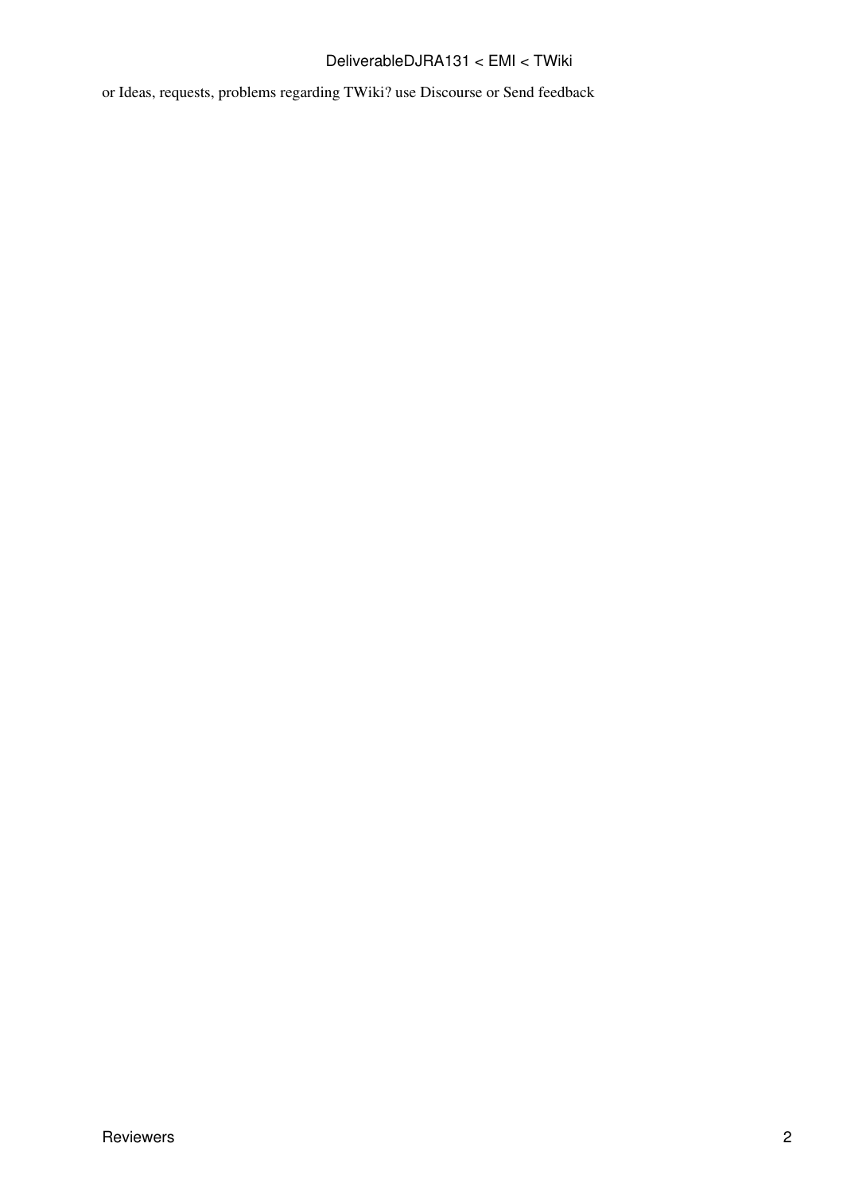or Ideas, requests, problems regarding TWiki? use Discourse or Send feedback